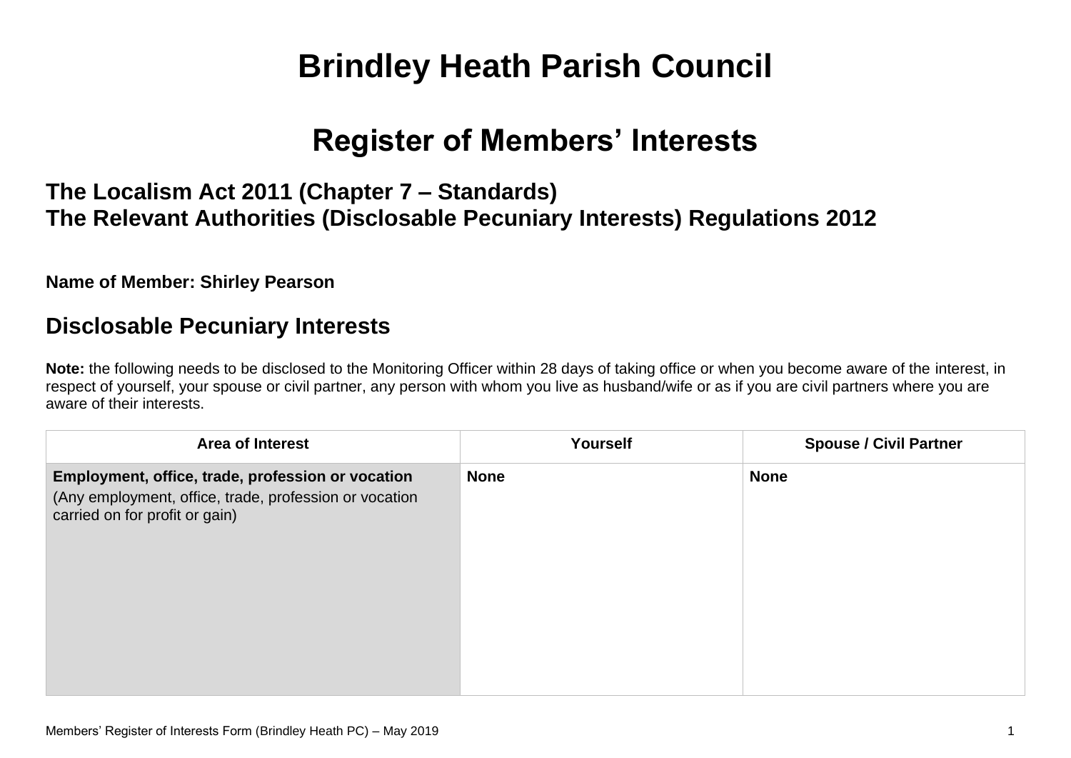# Brindley Heath Parish Council

## Register of Members' Interests

### The Localism Act 2011 (Chapter 7 – Standards)
### The Relevant Authorities (Disclosable Pecuniary Interests) Regulations 2012

**Name of Member: Shirley Pearson**

## Disclosable Pecuniary Interests

**Note:** the following needs to be disclosed to the Monitoring Officer within 28 days of taking office or when you become aware of the interest, in respect of yourself, your spouse or civil partner, any person with whom you live as husband/wife or as if you are civil partners where you are aware of their interests.

| Area of Interest | Yourself | Spouse / Civil Partner |
| --- | --- | --- |
| **Employment, office, trade, profession or vocation** (Any employment, office, trade, profession or vocation carried on for profit or gain) | **None** | **None** |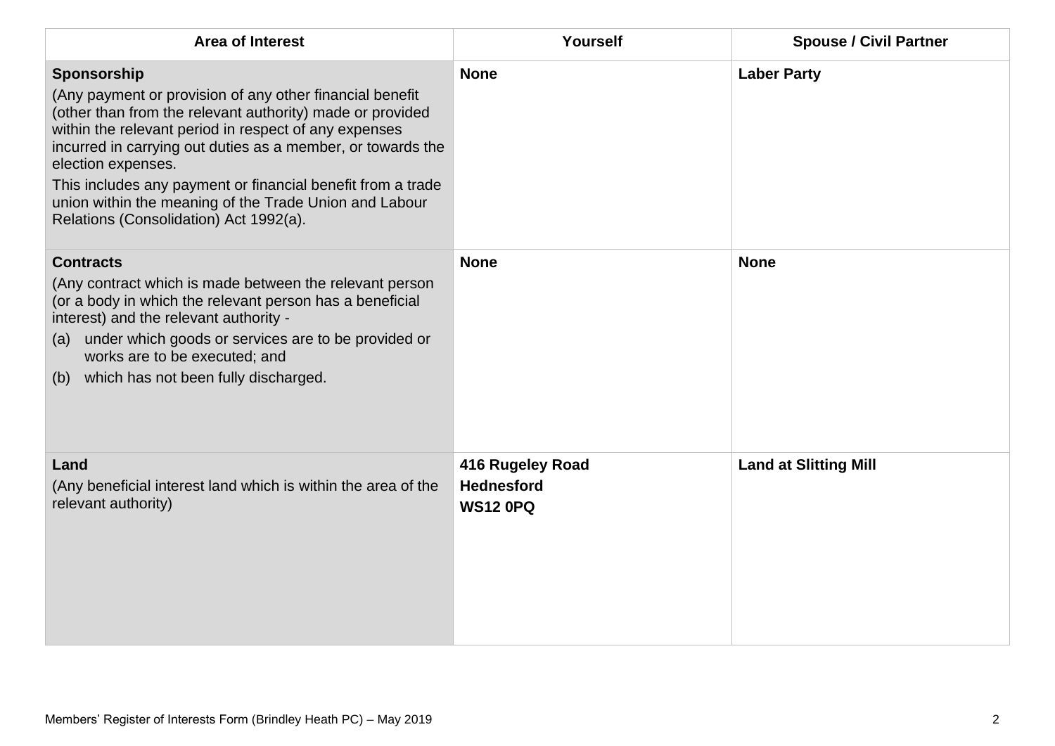| Area of Interest | Yourself | Spouse / Civil Partner |
|---|---|---|
| **Sponsorship**<br>(Any payment or provision of any other financial benefit (other than from the relevant authority) made or provided within the relevant period in respect of any expenses incurred in carrying out duties as a member, or towards the election expenses.<br>This includes any payment or financial benefit from a trade union within the meaning of the Trade Union and Labour Relations (Consolidation) Act 1992(a). | **None** | **Laber Party** |
| **Contracts**<br>(Any contract which is made between the relevant person (or a body in which the relevant person has a beneficial interest) and the relevant authority -<br>(a) under which goods or services are to be provided or works are to be executed; and<br>(b) which has not been fully discharged. | **None** | **None** |
| **Land**<br>(Any beneficial interest land which is within the area of the relevant authority) | **416 Rugeley Road**<br>**Hednesford**<br>**WS12 0PQ** | **Land at Slitting Mill** |

Members' Register of Interests Form (Brindley Heath PC) – May 2019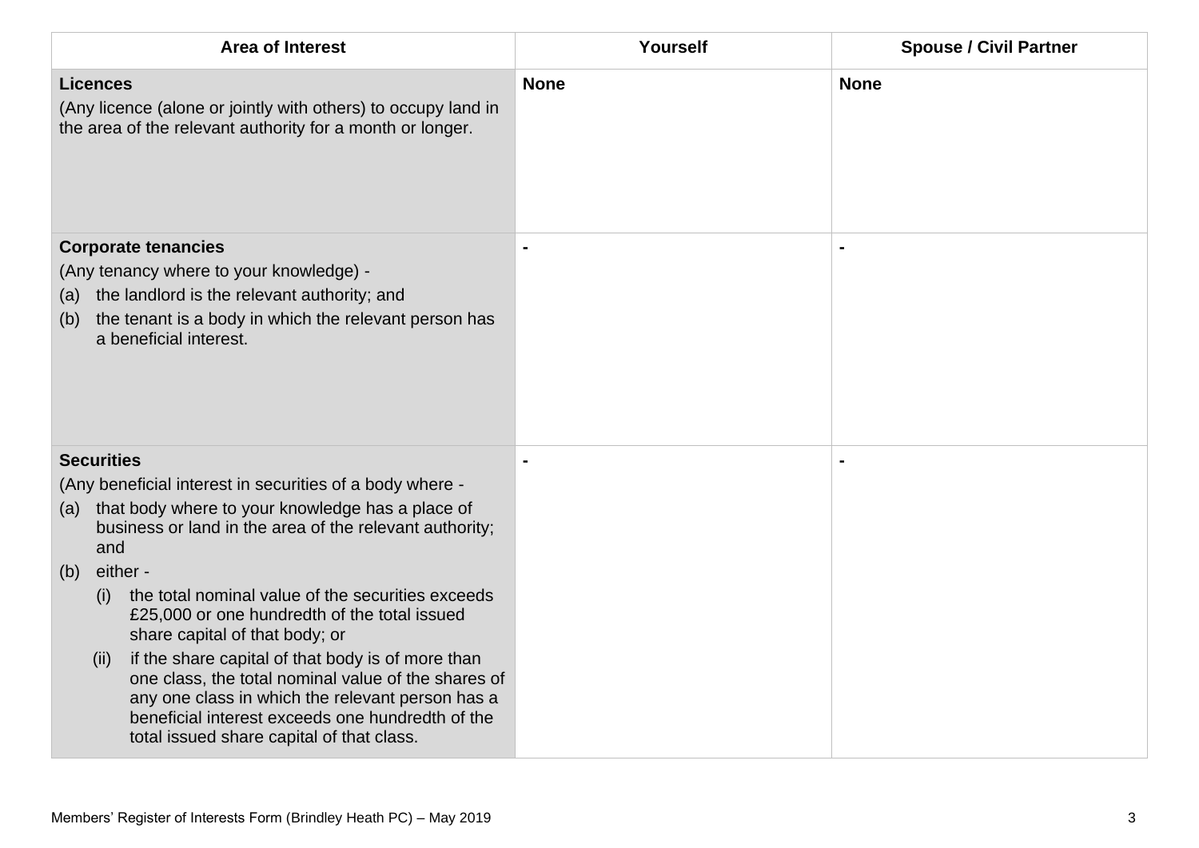| Area of Interest | Yourself | Spouse / Civil Partner |
| --- | --- | --- |
| **Licences**<br>(Any licence (alone or jointly with others) to occupy land in the area of the relevant authority for a month or longer. | **None** | **None** |
| **Corporate tenancies**<br>(Any tenancy where to your knowledge) -<br>(a) the landlord is the relevant authority; and<br>(b) the tenant is a body in which the relevant person has a beneficial interest. | **-** | **-** |
| **Securities**<br>(Any beneficial interest in securities of a body where -<br>(a) that body where to your knowledge has a place of business or land in the area of the relevant authority; and<br>(b) either -<br>(i) the total nominal value of the securities exceeds £25,000 or one hundredth of the total issued share capital of that body; or<br>(ii) if the share capital of that body is of more than one class, the total nominal value of the shares of any one class in which the relevant person has a beneficial interest exceeds one hundredth of the total issued share capital of that class. | **-** | **-** |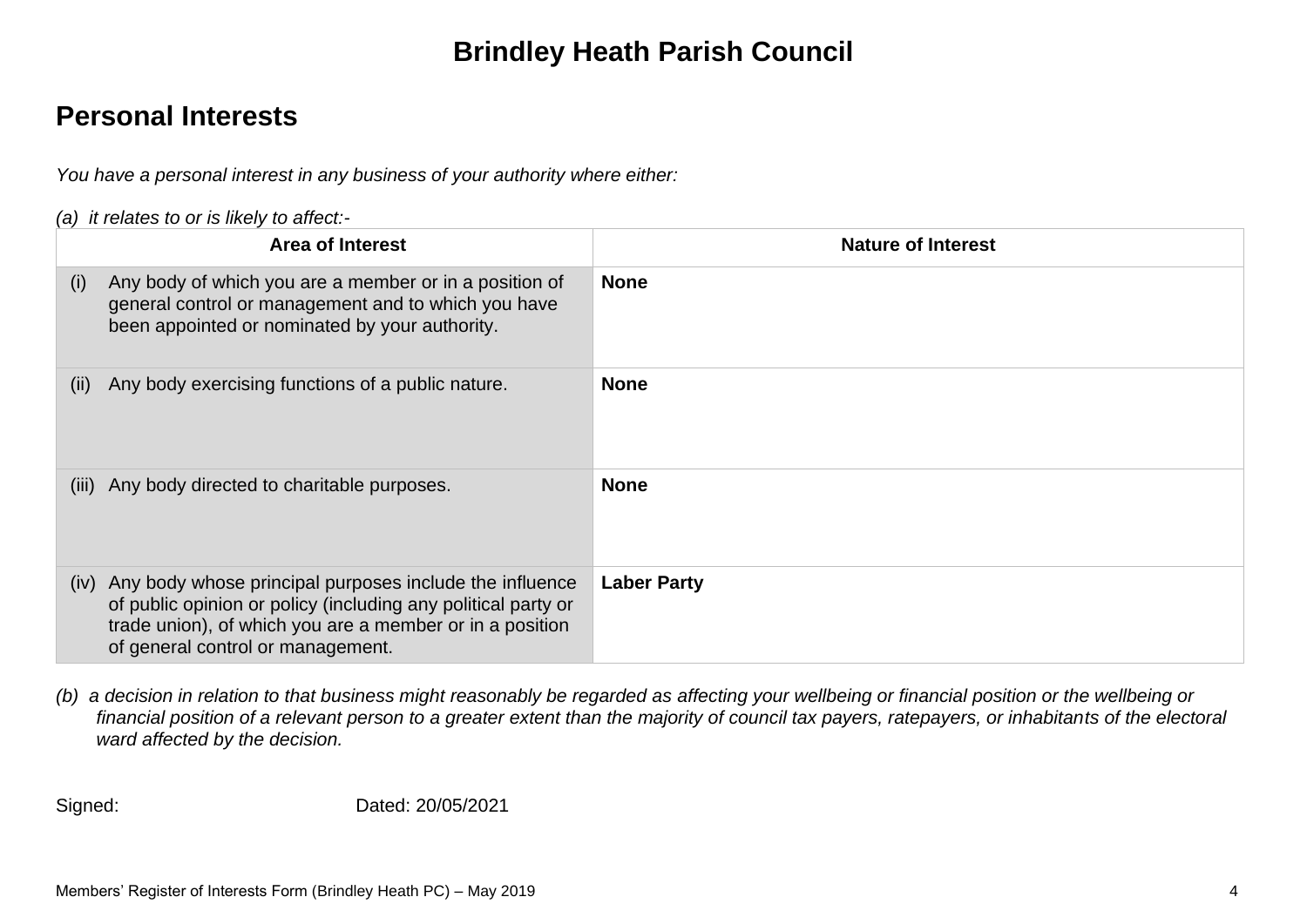# Brindley Heath Parish Council

## Personal Interests

*You have a personal interest in any business of your authority where either:*

*(a) it relates to or is likely to affect:-*

| Area of Interest | Nature of Interest |
|---|---|
| (i) Any body of which you are a member or in a position of general control or management and to which you have been appointed or nominated by your authority. | **None** |
| (ii) Any body exercising functions of a public nature. | **None** |
| (iii) Any body directed to charitable purposes. | **None** |
| (iv) Any body whose principal purposes include the influence of public opinion or policy (including any political party or trade union), of which you are a member or in a position of general control or management. | **Laber Party** |

*(b) a decision in relation to that business might reasonably be regarded as affecting your wellbeing or financial position or the wellbeing or financial position of a relevant person to a greater extent than the majority of council tax payers, ratepayers, or inhabitants of the electoral ward affected by the decision.*

Signed: Dated: 20/05/2021

Members' Register of Interests Form (Brindley Heath PC) – May 2019